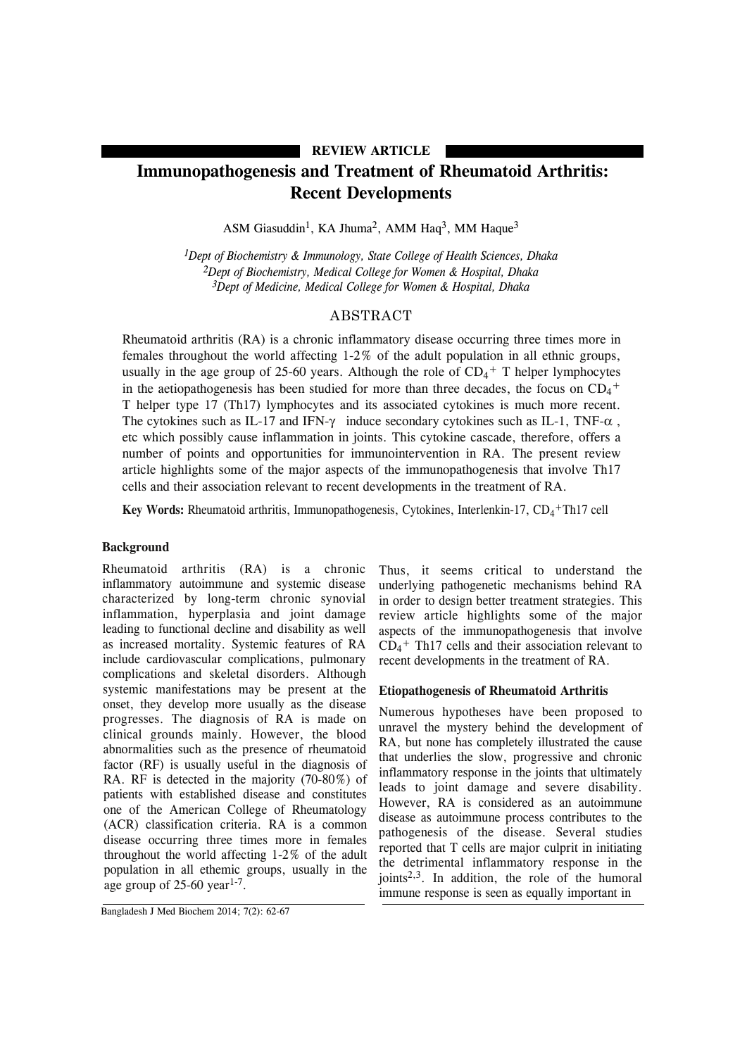REVIEW ARTICLE

# Immunopathogenesis and Treatment of Rheumatoid Arthritis: Recent Developments

ASM Giasuddin[1], KA Jhuma[2], AMM Haq[3], MM Haque[3]

*[1]Dept of Biochemistry & Immunology, State College of Health Sciences, Dhaka*
*[2]Dept of Biochemistry, Medical College for Women & Hospital, Dhaka*
*[3]Dept of Medicine, Medical College for Women & Hospital, Dhaka*

## ABSTRACT

Rheumatoid arthritis (RA) is a chronic inflammatory disease occurring three times more in females throughout the world affecting 1-2% of the adult population in all ethnic groups, usually in the age group of 25-60 years. Although the role of $CD_4^+$ T helper lymphocytes in the aetiopathogenesis has been studied for more than three decades, the focus on $CD_4^+$ T helper type 17 (Th17) lymphocytes and its associated cytokines is much more recent. The cytokines such as IL-17 and IFN-$\gamma$ induce secondary cytokines such as IL-1, TNF-$\alpha$, etc which possibly cause inflammation in joints. This cytokine cascade, therefore, offers a number of points and opportunities for immunointervention in RA. The present review article highlights some of the major aspects of the immunopathogenesis that involve Th17 cells and their association relevant to recent developments in the treatment of RA.

**Key Words:** Rheumatoid arthritis, Immunopathogenesis, Cytokines, Interlenkin-17, $CD_4^+$Th17 cell

### Background

Rheumatoid arthritis (RA) is a chronic inflammatory autoimmune and systemic disease characterized by long-term chronic synovial inflammation, hyperplasia and joint damage leading to functional decline and disability as well as increased mortality. Systemic features of RA include cardiovascular complications, pulmonary complications and skeletal disorders. Although systemic manifestations may be present at the onset, they develop more usually as the disease progresses. The diagnosis of RA is made on clinical grounds mainly. However, the blood abnormalities such as the presence of rheumatoid factor (RF) is usually useful in the diagnosis of RA. RF is detected in the majority (70-80%) of patients with established disease and constitutes one of the American College of Rheumatology (ACR) classification criteria. RA is a common disease occurring three times more in females throughout the world affecting 1-2% of the adult population in all ethemic groups, usually in the age group of 25-60 year[1-7].

Thus, it seems critical to understand the underlying pathogenetic mechanisms behind RA in order to design better treatment strategies. This review article highlights some of the major aspects of the immunopathogenesis that involve $CD_4^+$ Th17 cells and their association relevant to recent developments in the treatment of RA.

### Etiopathogenesis of Rheumatoid Arthritis

Numerous hypotheses have been proposed to unravel the mystery behind the development of RA, but none has completely illustrated the cause that underlies the slow, progressive and chronic inflammatory response in the joints that ultimately leads to joint damage and severe disability. However, RA is considered as an autoimmune disease as autoimmune process contributes to the pathogenesis of the disease. Several studies reported that T cells are major culprit in initiating the detrimental inflammatory response in the joints[2,3]. In addition, the role of the humoral immune response is seen as equally important in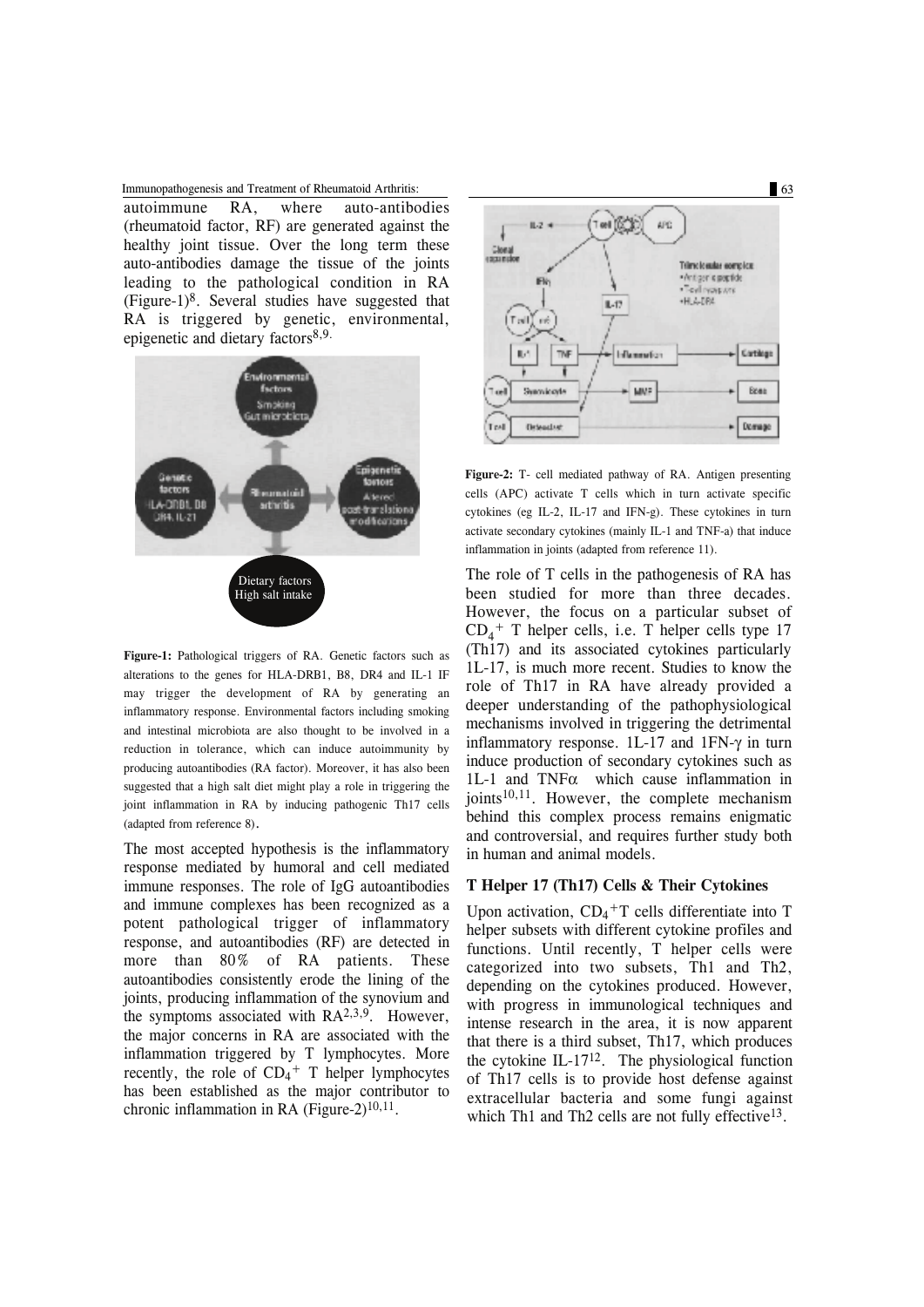autoimmune RA, where auto-antibodies (rheumatoid factor, RF) are generated against the healthy joint tissue. Over the long term these auto-antibodies damage the tissue of the joints leading to the pathological condition in RA (Figure-1)[8]. Several studies have suggested that RA is triggered by genetic, environmental, epigenetic and dietary factors[8,9].

Figure-1: Pathological triggers of RA. Genetic factors such as alterations to the genes for HLA-DRB1, B8, DR4 and IL-1 IF may trigger the development of RA by generating an inflammatory response. Environmental factors including smoking and intestinal microbiota are also thought to be involved in a reduction in tolerance, which can induce autoimmunity by producing autoantibodies (RA factor). Moreover, it has also been suggested that a high salt diet might play a role in triggering the joint inflammation in RA by inducing pathogenic Th17 cells (adapted from reference 8).

The most accepted hypothesis is the inflammatory response mediated by humoral and cell mediated immune responses. The role of IgG autoantibodies and immune complexes has been recognized as a potent pathological trigger of inflammatory response, and autoantibodies (RF) are detected in more than 80% of RA patients. These autoantibodies consistently erode the lining of the joints, producing inflammation of the synovium and the symptoms associated with RA[2,3,9]. However, the major concerns in RA are associated with the inflammation triggered by T lymphocytes. More recently, the role of $CD_4^+$ T helper lymphocytes has been established as the major contributor to chronic inflammation in RA (Figure-2)[10,11].

Figure-2: T- cell mediated pathway of RA. Antigen presenting cells (APC) activate T cells which in turn activate specific cytokines (eg IL-2, IL-17 and IFN-g). These cytokines in turn activate secondary cytokines (mainly IL-1 and TNF-a) that induce inflammation in joints (adapted from reference 11).

The role of T cells in the pathogenesis of RA has been studied for more than three decades. However, the focus on a particular subset of $CD_4^+$ T helper cells, i.e. T helper cells type 17 (Th17) and its associated cytokines particularly 1L-17, is much more recent. Studies to know the role of Th17 in RA have already provided a deeper understanding of the pathophysiological mechanisms involved in triggering the detrimental inflammatory response. 1L-17 and 1FN-γ in turn induce production of secondary cytokines such as 1L-1 and TNFα which cause inflammation in joints[10,11]. However, the complete mechanism behind this complex process remains enigmatic and controversial, and requires further study both in human and animal models.

## T Helper 17 (Th17) Cells & Their Cytokines

Upon activation, $CD_4^+$T cells differentiate into T helper subsets with different cytokine profiles and functions. Until recently, T helper cells were categorized into two subsets, Th1 and Th2, depending on the cytokines produced. However, with progress in immunological techniques and intense research in the area, it is now apparent that there is a third subset, Th17, which produces the cytokine IL-17[12]. The physiological function of Th17 cells is to provide host defense against extracellular bacteria and some fungi against which Th1 and Th2 cells are not fully effective[13].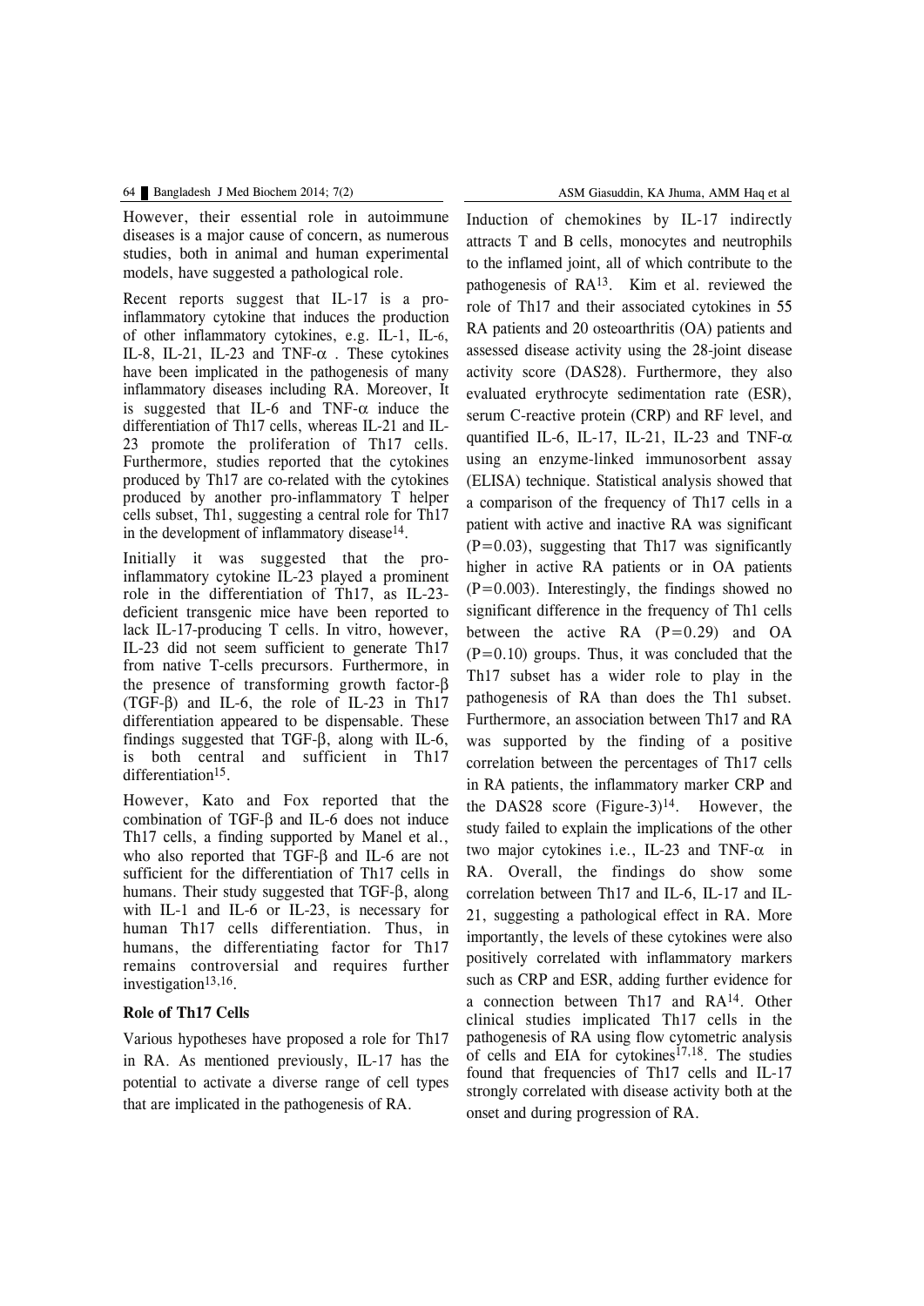However, their essential role in autoimmune diseases is a major cause of concern, as numerous studies, both in animal and human experimental models, have suggested a pathological role.

Recent reports suggest that IL-17 is a pro-inflammatory cytokine that induces the production of other inflammatory cytokines, e.g. IL-1, IL-6, IL-8, IL-21, IL-23 and TNF-α . These cytokines have been implicated in the pathogenesis of many inflammatory diseases including RA. Moreover, It is suggested that IL-6 and TNF-α induce the differentiation of Th17 cells, whereas IL-21 and IL-23 promote the proliferation of Th17 cells. Furthermore, studies reported that the cytokines produced by Th17 are co-related with the cytokines produced by another pro-inflammatory T helper cells subset, Th1, suggesting a central role for Th17 in the development of inflammatory disease[14].

Initially it was suggested that the pro-inflammatory cytokine IL-23 played a prominent role in the differentiation of Th17, as IL-23-deficient transgenic mice have been reported to lack IL-17-producing T cells. In vitro, however, IL-23 did not seem sufficient to generate Th17 from native T-cells precursors. Furthermore, in the presence of transforming growth factor-β (TGF-β) and IL-6, the role of IL-23 in Th17 differentiation appeared to be dispensable. These findings suggested that TGF-β, along with IL-6, is both central and sufficient in Th17 differentiation[15].

However, Kato and Fox reported that the combination of TGF-β and IL-6 does not induce Th17 cells, a finding supported by Manel et al., who also reported that TGF-β and IL-6 are not sufficient for the differentiation of Th17 cells in humans. Their study suggested that TGF-β, along with IL-1 and IL-6 or IL-23, is necessary for human Th17 cells differentiation. Thus, in humans, the differentiating factor for Th17 remains controversial and requires further investigation[13,16].

### Role of Th17 Cells

Various hypotheses have proposed a role for Th17 in RA. As mentioned previously, IL-17 has the potential to activate a diverse range of cell types that are implicated in the pathogenesis of RA. Induction of chemokines by IL-17 indirectly attracts T and B cells, monocytes and neutrophils to the inflamed joint, all of which contribute to the pathogenesis of RA[13]. Kim et al. reviewed the role of Th17 and their associated cytokines in 55 RA patients and 20 osteoarthritis (OA) patients and assessed disease activity using the 28-joint disease activity score (DAS28). Furthermore, they also evaluated erythrocyte sedimentation rate (ESR), serum C-reactive protein (CRP) and RF level, and quantified IL-6, IL-17, IL-21, IL-23 and TNF-α using an enzyme-linked immunosorbent assay (ELISA) technique. Statistical analysis showed that a comparison of the frequency of Th17 cells in a patient with active and inactive RA was significant ($P=0.03$), suggesting that Th17 was significantly higher in active RA patients or in OA patients ($P=0.003$). Interestingly, the findings showed no significant difference in the frequency of Th1 cells between the active RA ($P=0.29$) and OA ($P=0.10$) groups. Thus, it was concluded that the Th17 subset has a wider role to play in the pathogenesis of RA than does the Th1 subset. Furthermore, an association between Th17 and RA was supported by the finding of a positive correlation between the percentages of Th17 cells in RA patients, the inflammatory marker CRP and the DAS28 score (Figure-3)[14]. However, the study failed to explain the implications of the other two major cytokines i.e., IL-23 and TNF-α in RA. Overall, the findings do show some correlation between Th17 and IL-6, IL-17 and IL-21, suggesting a pathological effect in RA. More importantly, the levels of these cytokines were also positively correlated with inflammatory markers such as CRP and ESR, adding further evidence for a connection between Th17 and RA[14]. Other clinical studies implicated Th17 cells in the pathogenesis of RA using flow cytometric analysis of cells and EIA for cytokines[17,18]. The studies found that frequencies of Th17 cells and IL-17 strongly correlated with disease activity both at the onset and during progression of RA.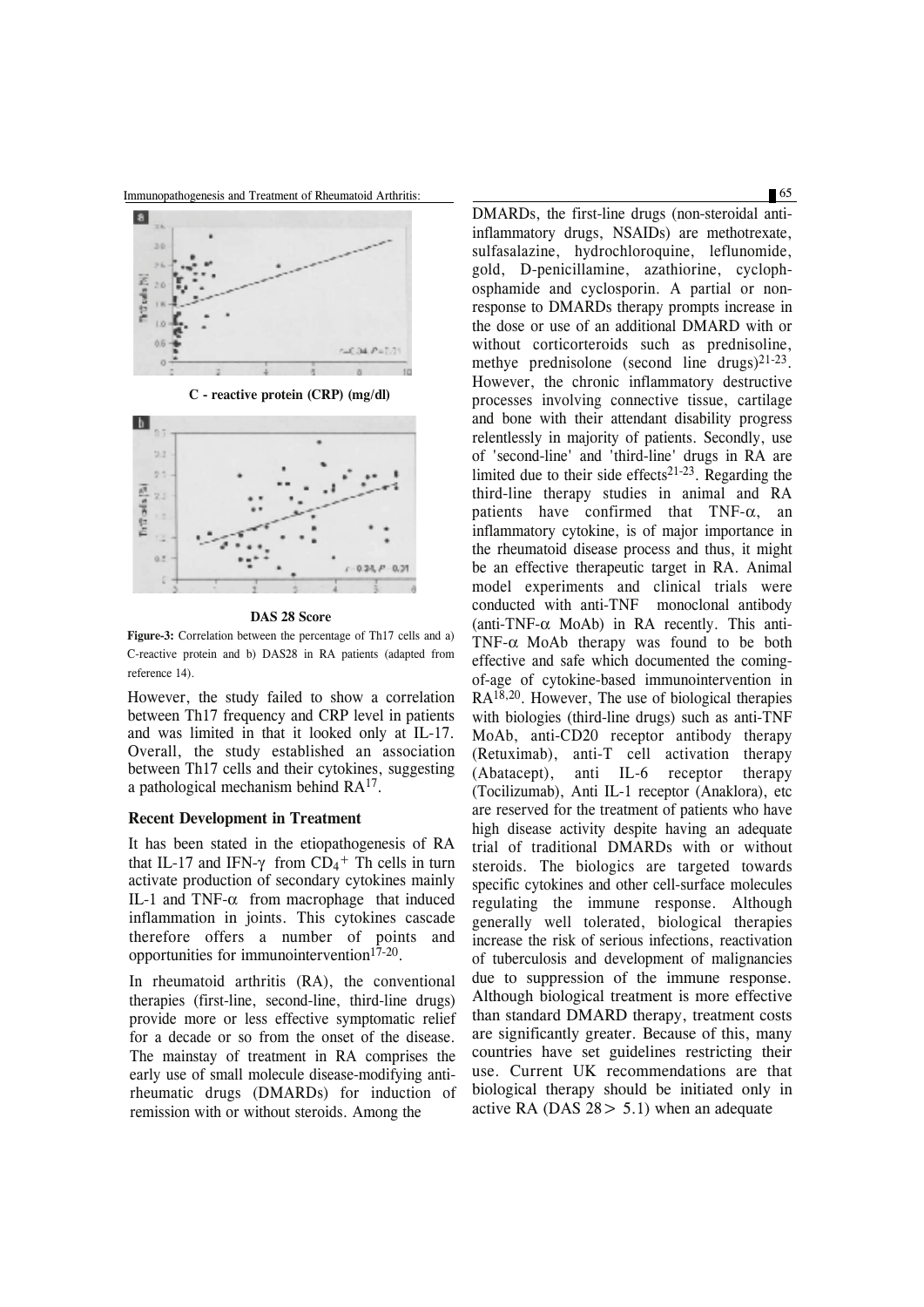C - reactive protein (CRP) (mg/dl)

DAS 28 Score

**Figure-3:** Correlation between the percentage of Th17 cells and a) C-reactive protein and b) DAS28 in RA patients (adapted from reference 14).

However, the study failed to show a correlation between Th17 frequency and CRP level in patients and was limited in that it looked only at IL-17. Overall, the study established an association between Th17 cells and their cytokines, suggesting a pathological mechanism behind RA[17].

### Recent Development in Treatment

It has been stated in the etiopathogenesis of RA that IL-17 and IFN-$\gamma$ from $CD_4^+$ Th cells in turn activate production of secondary cytokines mainly IL-1 and TNF-$\alpha$ from macrophage that induced inflammation in joints. This cytokines cascade therefore offers a number of points and opportunities for immunointervention[17-20].

In rheumatoid arthritis (RA), the conventional therapies (first-line, second-line, third-line drugs) provide more or less effective symptomatic relief for a decade or so from the onset of the disease. The mainstay of treatment in RA comprises the early use of small molecule disease-modifying anti-rheumatic drugs (DMARDs) for induction of remission with or without steroids. Among the DMARDs, the first-line drugs (non-steroidal anti-inflammatory drugs, NSAIDs) are methotrexate, sulfasalazine, hydrochloroquine, leflunomide, gold, D-penicillamine, azathiorine, cyclophosphamide and cyclosporin. A partial or non-response to DMARDs therapy prompts increase in the dose or use of an additional DMARD with or without corticorteroids such as prednisoline, methye prednisolone (second line drugs)[21-23]. However, the chronic inflammatory destructive processes involving connective tissue, cartilage and bone with their attendant disability progress relentlessly in majority of patients. Secondly, use of 'second-line' and 'third-line' drugs in RA are limited due to their side effects[21-23]. Regarding the third-line therapy studies in animal and RA patients have confirmed that TNF-$\alpha$, an inflammatory cytokine, is of major importance in the rheumatoid disease process and thus, it might be an effective therapeutic target in RA. Animal model experiments and clinical trials were conducted with anti-TNF monoclonal antibody (anti-TNF-$\alpha$ MoAb) in RA recently. This anti-TNF-$\alpha$ MoAb therapy was found to be both effective and safe which documented the coming-of-age of cytokine-based immunointervention in RA[18,20]. However, The use of biological therapies with biologies (third-line drugs) such as anti-TNF MoAb, anti-CD20 receptor antibody therapy (Retuximab), anti-T cell activation therapy (Abatacept), anti IL-6 receptor therapy (Tocilizumab), Anti IL-1 receptor (Anaklora), etc are reserved for the treatment of patients who have high disease activity despite having an adequate trial of traditional DMARDs with or without steroids. The biologics are targeted towards specific cytokines and other cell-surface molecules regulating the immune response. Although generally well tolerated, biological therapies increase the risk of serious infections, reactivation of tuberculosis and development of malignancies due to suppression of the immune response. Although biological treatment is more effective than standard DMARD therapy, treatment costs are significantly greater. Because of this, many countries have set guidelines restricting their use. Current UK recommendations are that biological therapy should be initiated only in active RA (DAS 28 > 5.1) when an adequate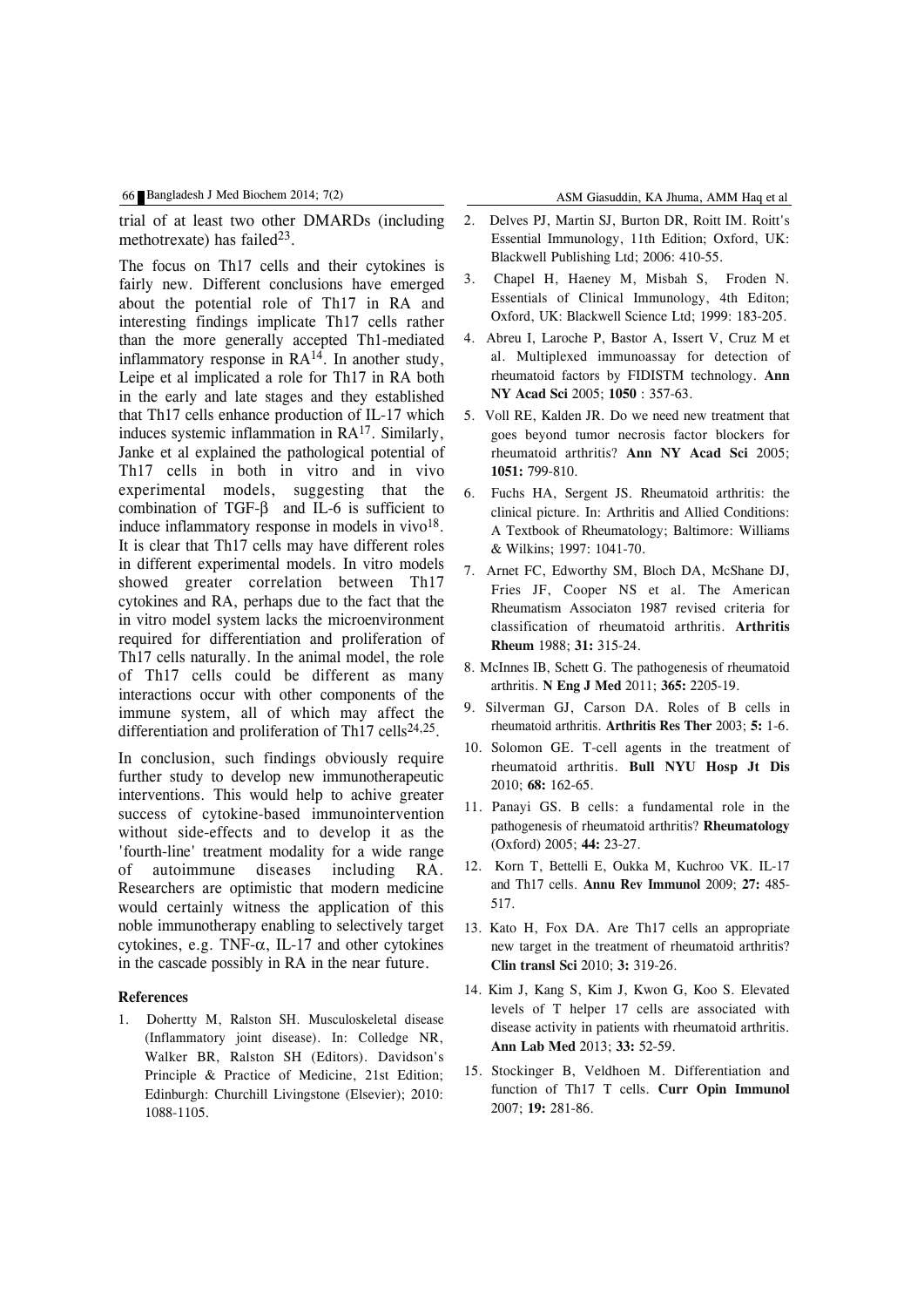trial of at least two other DMARDs (including methotrexate) has failed[23].

The focus on Th17 cells and their cytokines is fairly new. Different conclusions have emerged about the potential role of Th17 in RA and interesting findings implicate Th17 cells rather than the more generally accepted Th1-mediated inflammatory response in RA[14]. In another study, Leipe et al implicated a role for Th17 in RA both in the early and late stages and they established that Th17 cells enhance production of IL-17 which induces systemic inflammation in RA[17]. Similarly, Janke et al explained the pathological potential of Th17 cells in both in vitro and in vivo experimental models, suggesting that the combination of TGF-$\beta$ and IL-6 is sufficient to induce inflammatory response in models in vivo[18]. It is clear that Th17 cells may have different roles in different experimental models. In vitro models showed greater correlation between Th17 cytokines and RA, perhaps due to the fact that the in vitro model system lacks the microenvironment required for differentiation and proliferation of Th17 cells naturally. In the animal model, the role of Th17 cells could be different as many interactions occur with other components of the immune system, all of which may affect the differentiation and proliferation of Th17 cells[24,25].

In conclusion, such findings obviously require further study to develop new immunotherapeutic interventions. This would help to achive greater success of cytokine-based immunointervention without side-effects and to develop it as the 'fourth-line' treatment modality for a wide range of autoimmune diseases including RA. Researchers are optimistic that modern medicine would certainly witness the application of this noble immunotherapy enabling to selectively target cytokines, e.g. TNF-$\alpha$, IL-17 and other cytokines in the cascade possibly in RA in the near future.

**References**

1. Dohertty M, Ralston SH. Musculoskeletal disease (Inflammatory joint disease). In: Colledge NR, Walker BR, Ralston SH (Editors). Davidson's Principle & Practice of Medicine, 21st Edition; Edinburgh: Churchill Livingstone (Elsevier); 2010: 1088-1105.
2. Delves PJ, Martin SJ, Burton DR, Roitt IM. Roitt's Essential Immunology, 11th Edition; Oxford, UK: Blackwell Publishing Ltd; 2006: 410-55.
3. Chapel H, Haeney M, Misbah S, Froden N. Essentials of Clinical Immunology, 4th Editon; Oxford, UK: Blackwell Science Ltd; 1999: 183-205.
4. Abreu I, Laroche P, Bastor A, Issert V, Cruz M et al. Multiplexed immunoassay for detection of rheumatoid factors by FIDISTM technology. **Ann NY Acad Sci** 2005; **1050** : 357-63.
5. Voll RE, Kalden JR. Do we need new treatment that goes beyond tumor necrosis factor blockers for rheumatoid arthritis? **Ann NY Acad Sci** 2005; **1051:** 799-810.
6. Fuchs HA, Sergent JS. Rheumatoid arthritis: the clinical picture. In: Arthritis and Allied Conditions: A Textbook of Rheumatology; Baltimore: Williams & Wilkins; 1997: 1041-70.
7. Arnet FC, Edworthy SM, Bloch DA, McShane DJ, Fries JF, Cooper NS et al. The American Rheumatism Associaton 1987 revised criteria for classification of rheumatoid arthritis. **Arthritis Rheum** 1988; **31:** 315-24.
8. McInnes IB, Schett G. The pathogenesis of rheumatoid arthritis. **N Eng J Med** 2011; **365:** 2205-19.
9. Silverman GJ, Carson DA. Roles of B cells in rheumatoid arthritis. **Arthritis Res Ther** 2003; **5:** 1-6.
10. Solomon GE. T-cell agents in the treatment of rheumatoid arthritis. **Bull NYU Hosp Jt Dis** 2010; **68:** 162-65.
11. Panayi GS. B cells: a fundamental role in the pathogenesis of rheumatoid arthritis? **Rheumatology** (Oxford) 2005; **44:** 23-27.
12. Korn T, Bettelli E, Oukka M, Kuchroo VK. IL-17 and Th17 cells. **Annu Rev Immunol** 2009; **27:** 485-517.
13. Kato H, Fox DA. Are Th17 cells an appropriate new target in the treatment of rheumatoid arthritis? **Clin transl Sci** 2010; **3:** 319-26.
14. Kim J, Kang S, Kim J, Kwon G, Koo S. Elevated levels of T helper 17 cells are associated with disease activity in patients with rheumatoid arthritis. **Ann Lab Med** 2013; **33:** 52-59.
15. Stockinger B, Veldhoen M. Differentiation and function of Th17 T cells. **Curr Opin Immunol** 2007; **19:** 281-86.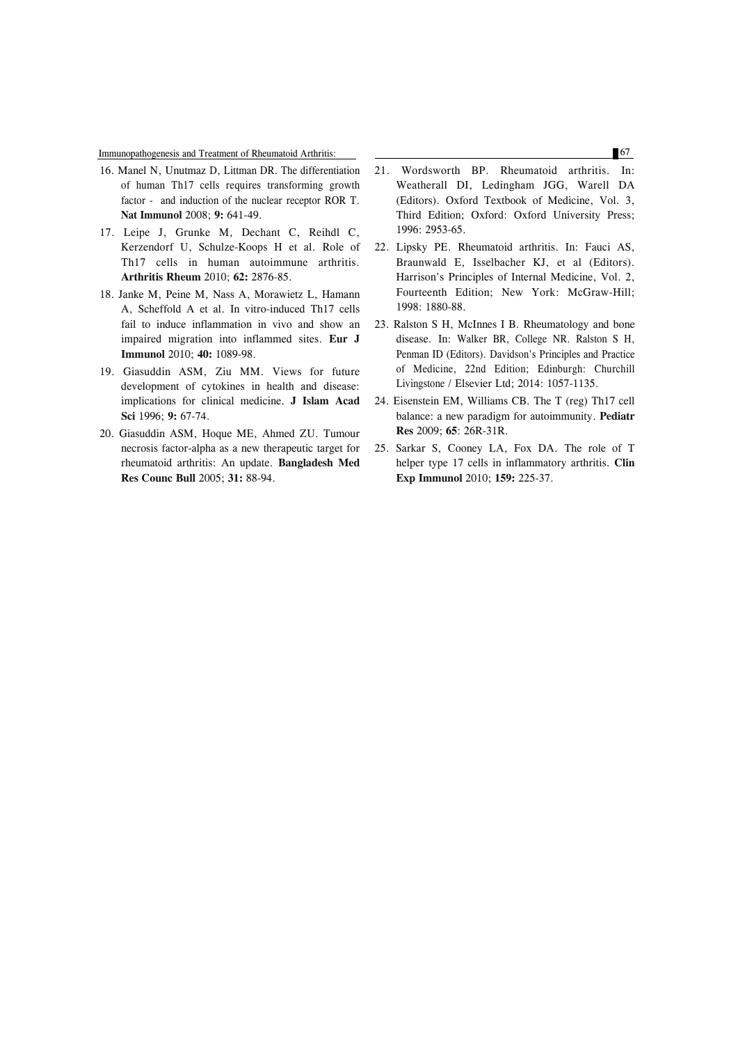16. Manel N, Unutmaz D, Littman DR. The differentiation of human Th17 cells requires transforming growth factor - and induction of the nuclear receptor ROR T. **Nat Immunol** 2008; **9:** 641-49.
17. Leipe J, Grunke M, Dechant C, Reihdl C, Kerzendorf U, Schulze-Koops H et al. Role of Th17 cells in human autoimmune arthritis. **Arthritis Rheum** 2010; **62:** 2876-85.
18. Janke M, Peine M, Nass A, Morawietz L, Hamann A, Scheffold A et al. In vitro-induced Th17 cells fail to induce inflammation in vivo and show an impaired migration into inflammed sites. **Eur J Immunol** 2010; **40:** 1089-98.
19. Giasuddin ASM, Ziu MM. Views for future development of cytokines in health and disease: implications for clinical medicine. **J Islam Acad Sci** 1996; **9:** 67-74.
20. Giasuddin ASM, Hoque ME, Ahmed ZU. Tumour necrosis factor-alpha as a new therapeutic target for rheumatoid arthritis: An update. **Bangladesh Med Res Counc Bull** 2005; **31:** 88-94.
21. Wordsworth BP. Rheumatoid arthritis. In: Weatherall DI, Ledingham JGG, Warell DA (Editors). Oxford Textbook of Medicine, Vol. 3, Third Edition; Oxford: Oxford University Press; 1996: 2953-65.
22. Lipsky PE. Rheumatoid arthritis. In: Fauci AS, Braunwald E, Isselbacher KJ, et al (Editors). Harrison's Principles of Internal Medicine, Vol. 2, Fourteenth Edition; New York: McGraw-Hill; 1998: 1880-88.
23. Ralston S H, McInnes I B. Rheumatology and bone disease. In: Walker BR, College NR. Ralston S H, Penman ID (Editors). Davidson's Principles and Practice of Medicine, 22nd Edition; Edinburgh: Churchill Livingstone / Elsevier Ltd; 2014: 1057-1135.
24. Eisenstein EM, Williams CB. The T (reg) Th17 cell balance: a new paradigm for autoimmunity. **Pediatr Res** 2009; **65**: 26R-31R.
25. Sarkar S, Cooney LA, Fox DA. The role of T helper type 17 cells in inflammatory arthritis. **Clin Exp Immunol** 2010; **159:** 225-37.